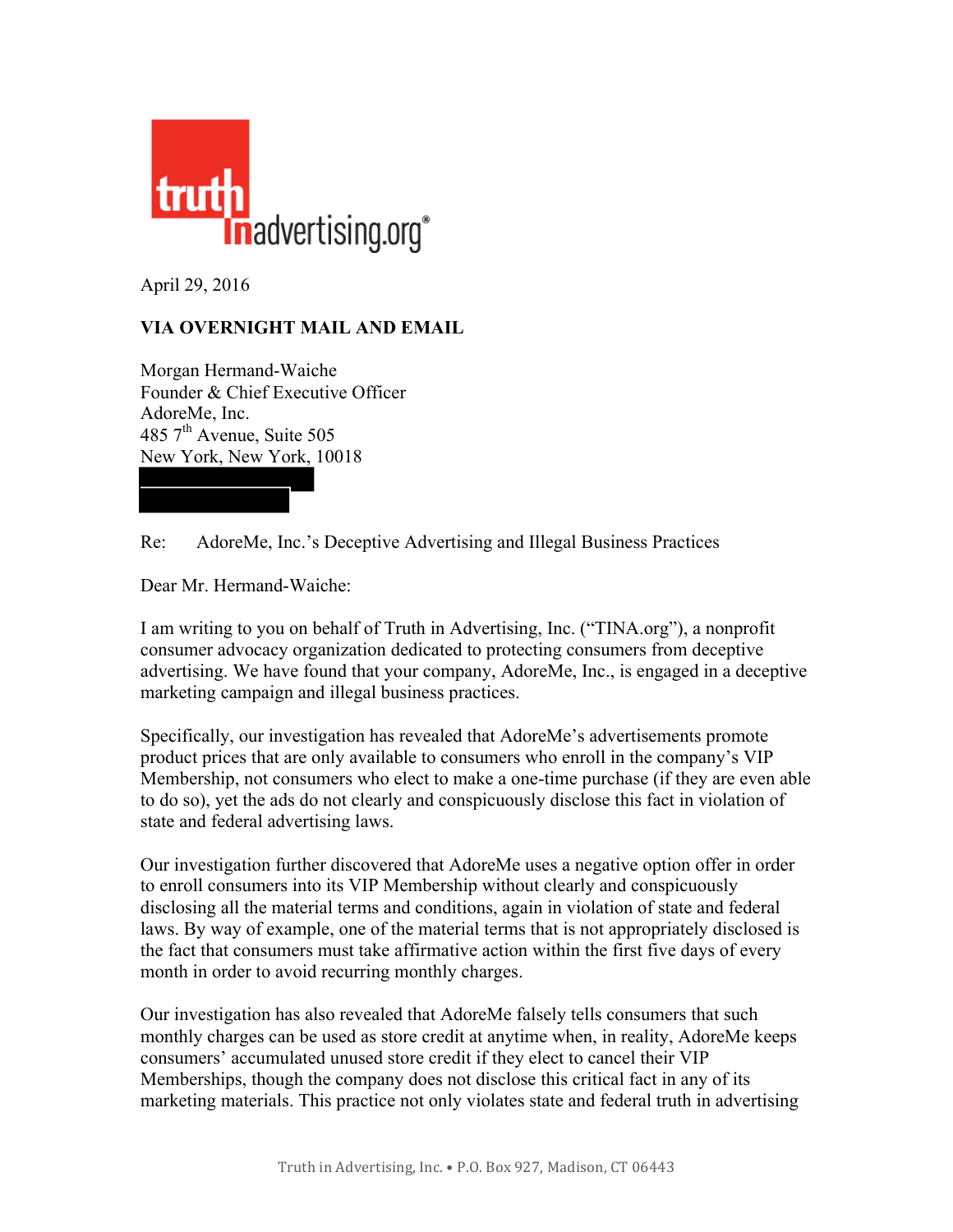truth in advertising.org®

April 29, 2016

**VIA OVERNIGHT MAIL AND EMAIL**

Morgan Hermand-Waiche
Founder & Chief Executive Officer
AdoreMe, Inc.
485 7th Avenue, Suite 505
New York, New York, 10018

Re: AdoreMe, Inc.'s Deceptive Advertising and Illegal Business Practices

Dear Mr. Hermand-Waiche:

I am writing to you on behalf of Truth in Advertising, Inc. ("TINA.org"), a nonprofit consumer advocacy organization dedicated to protecting consumers from deceptive advertising. We have found that your company, AdoreMe, Inc., is engaged in a deceptive marketing campaign and illegal business practices.

Specifically, our investigation has revealed that AdoreMe's advertisements promote product prices that are only available to consumers who enroll in the company's VIP Membership, not consumers who elect to make a one-time purchase (if they are even able to do so), yet the ads do not clearly and conspicuously disclose this fact in violation of state and federal advertising laws.

Our investigation further discovered that AdoreMe uses a negative option offer in order to enroll consumers into its VIP Membership without clearly and conspicuously disclosing all the material terms and conditions, again in violation of state and federal laws. By way of example, one of the material terms that is not appropriately disclosed is the fact that consumers must take affirmative action within the first five days of every month in order to avoid recurring monthly charges.

Our investigation has also revealed that AdoreMe falsely tells consumers that such monthly charges can be used as store credit at anytime when, in reality, AdoreMe keeps consumers' accumulated unused store credit if they elect to cancel their VIP Memberships, though the company does not disclose this critical fact in any of its marketing materials. This practice not only violates state and federal truth in advertising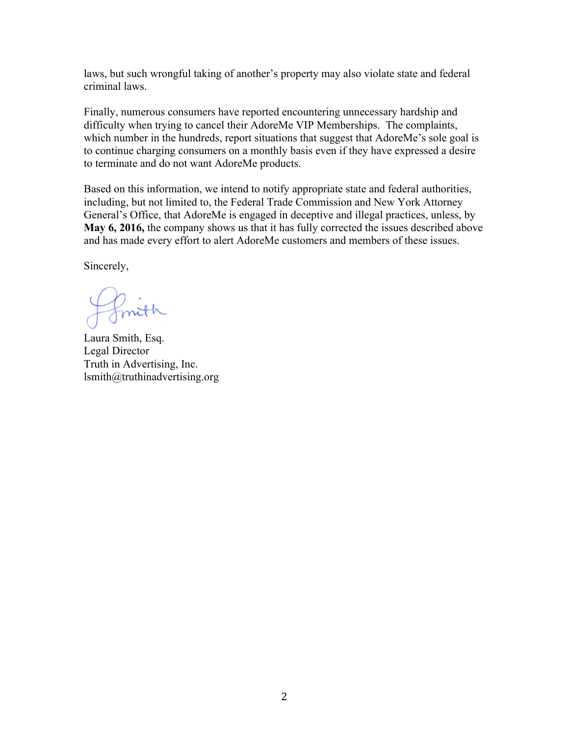laws, but such wrongful taking of another's property may also violate state and federal criminal laws.

Finally, numerous consumers have reported encountering unnecessary hardship and difficulty when trying to cancel their AdoreMe VIP Memberships. The complaints, which number in the hundreds, report situations that suggest that AdoreMe's sole goal is to continue charging consumers on a monthly basis even if they have expressed a desire to terminate and do not want AdoreMe products.

Based on this information, we intend to notify appropriate state and federal authorities, including, but not limited to, the Federal Trade Commission and New York Attorney General's Office, that AdoreMe is engaged in deceptive and illegal practices, unless, by **May 6, 2016,** the company shows us that it has fully corrected the issues described above and has made every effort to alert AdoreMe customers and members of these issues.

Sincerely,

Laura Smith, Esq.
Legal Director
Truth in Advertising, Inc.
lsmith@truthinadvertising.org